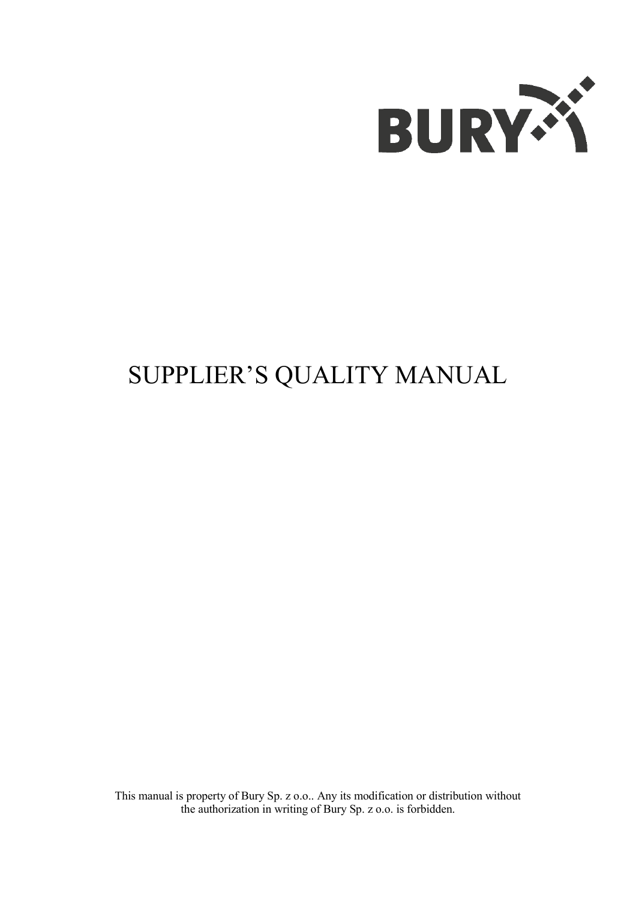BURY

# SUPPLIER'S QUALITY MANUAL

This manual is property of Bury Sp. z o.o.. Any its modification or distribution without the authorization in writing of Bury Sp. z o.o. is forbidden.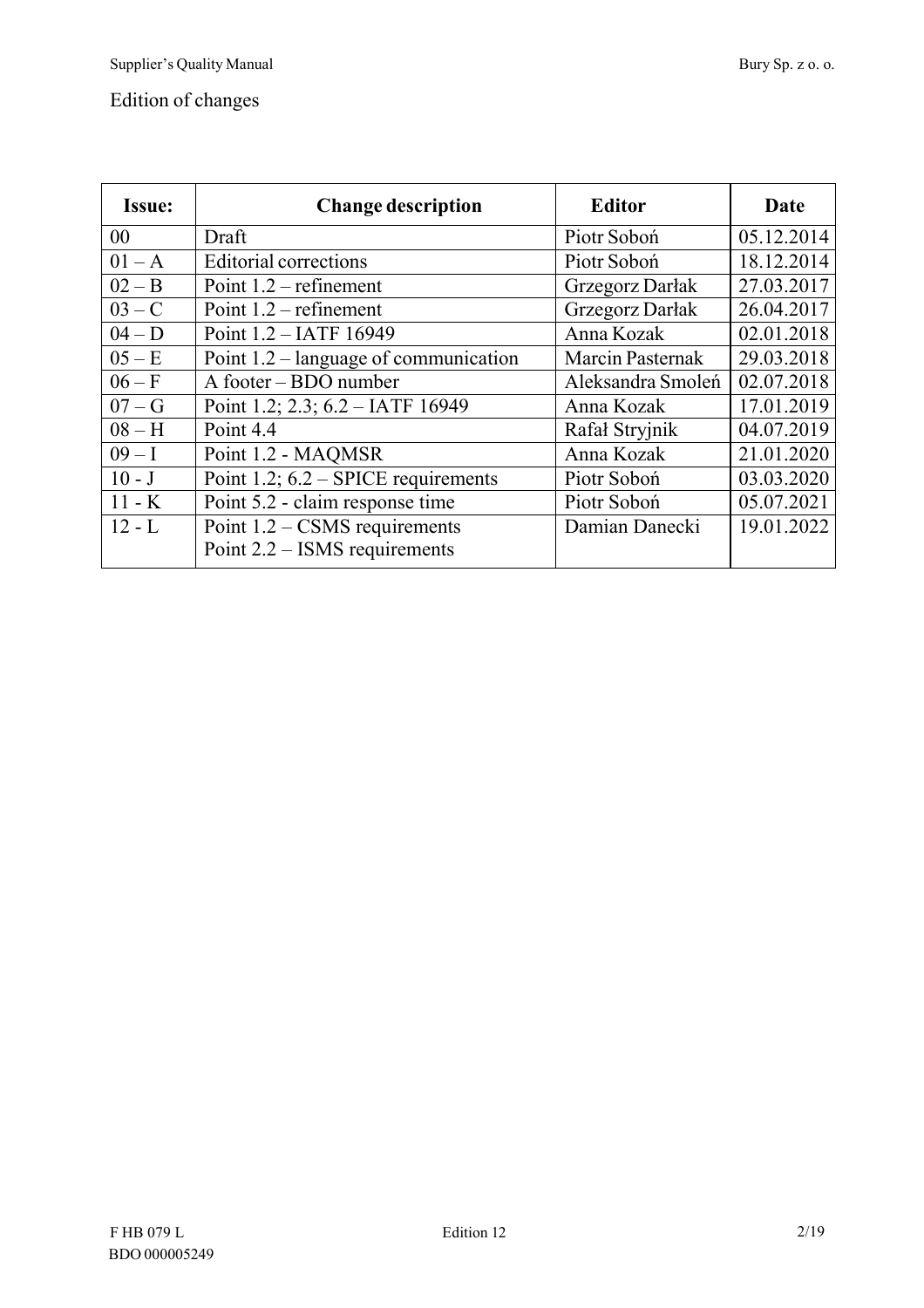Edition of changes

| Issue: | Change description | Editor | Date |
|---|---|---|---|
| 00 | Draft | Piotr Soboń | 05.12.2014 |
| 01 – A | Editorial corrections | Piotr Soboń | 18.12.2014 |
| 02 – B | Point 1.2 – refinement | Grzegorz Darłak | 27.03.2017 |
| 03 – C | Point 1.2 – refinement | Grzegorz Darłak | 26.04.2017 |
| 04 – D | Point 1.2 – IATF 16949 | Anna Kozak | 02.01.2018 |
| 05 – E | Point 1.2 – language of communication | Marcin Pasternak | 29.03.2018 |
| 06 – F | A footer – BDO number | Aleksandra Smoleń | 02.07.2018 |
| 07 – G | Point 1.2; 2.3; 6.2 – IATF 16949 | Anna Kozak | 17.01.2019 |
| 08 – H | Point 4.4 | Rafał Stryjnik | 04.07.2019 |
| 09 – I | Point 1.2 - MAQMSR | Anna Kozak | 21.01.2020 |
| 10 - J | Point 1.2; 6.2 – SPICE requirements | Piotr Soboń | 03.03.2020 |
| 11 - K | Point 5.2 - claim response time | Piotr Soboń | 05.07.2021 |
| 12 - L | Point 1.2 – CSMS requirements<br>Point 2.2 – ISMS requirements | Damian Danecki | 19.01.2022 |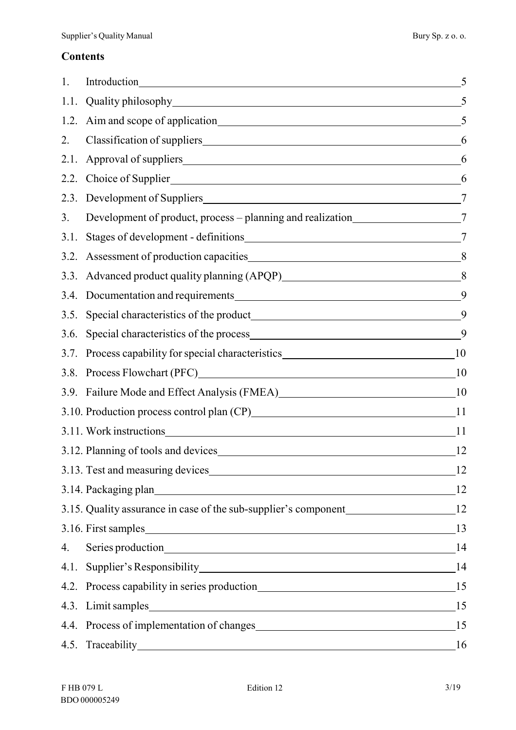## Contents

| | | |
|---|---|---|
| 1. | Introduction | 5 |
| 1.1. | Quality philosophy | 5 |
| 1.2. | Aim and scope of application | 5 |
| 2. | Classification of suppliers | 6 |
| 2.1. | Approval of suppliers | 6 |
| 2.2. | Choice of Supplier | 6 |
| 2.3. | Development of Suppliers | 7 |
| 3. | Development of product, process – planning and realization | 7 |
| 3.1. | Stages of development - definitions | 7 |
| 3.2. | Assessment of production capacities | 8 |
| 3.3. | Advanced product quality planning (APQP) | 8 |
| 3.4. | Documentation and requirements | 9 |
| 3.5. | Special characteristics of the product | 9 |
| 3.6. | Special characteristics of the process | 9 |
| 3.7. | Process capability for special characteristics | 10 |
| 3.8. | Process Flowchart (PFC) | 10 |
| 3.9. | Failure Mode and Effect Analysis (FMEA) | 10 |
| 3.10. | Production process control plan (CP) | 11 |
| 3.11. | Work instructions | 11 |
| 3.12. | Planning of tools and devices | 12 |
| 3.13. | Test and measuring devices | 12 |
| 3.14. | Packaging plan | 12 |
| 3.15. | Quality assurance in case of the sub-supplier's component | 12 |
| 3.16. | First samples | 13 |
| 4. | Series production | 14 |
| 4.1. | Supplier's Responsibility | 14 |
| 4.2. | Process capability in series production | 15 |
| 4.3. | Limit samples | 15 |
| 4.4. | Process of implementation of changes | 15 |
| 4.5. | Traceability | 16 |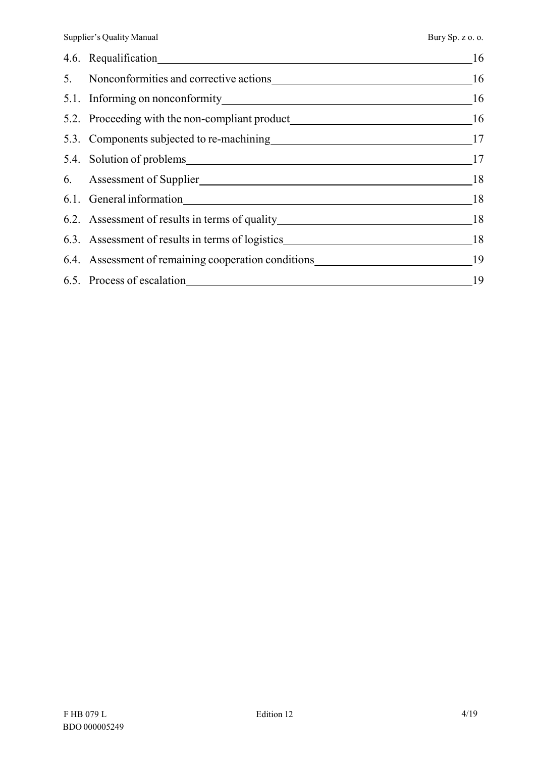4.6. Requalification 16

5. Nonconformities and corrective actions 16

5.1. Informing on nonconformity 16

5.2. Proceeding with the non-compliant product 16

5.3. Components subjected to re-machining 17

5.4. Solution of problems 17

6. Assessment of Supplier 18

6.1. General information 18

6.2. Assessment of results in terms of quality 18

6.3. Assessment of results in terms of logistics 18

6.4. Assessment of remaining cooperation conditions 19

6.5. Process of escalation 19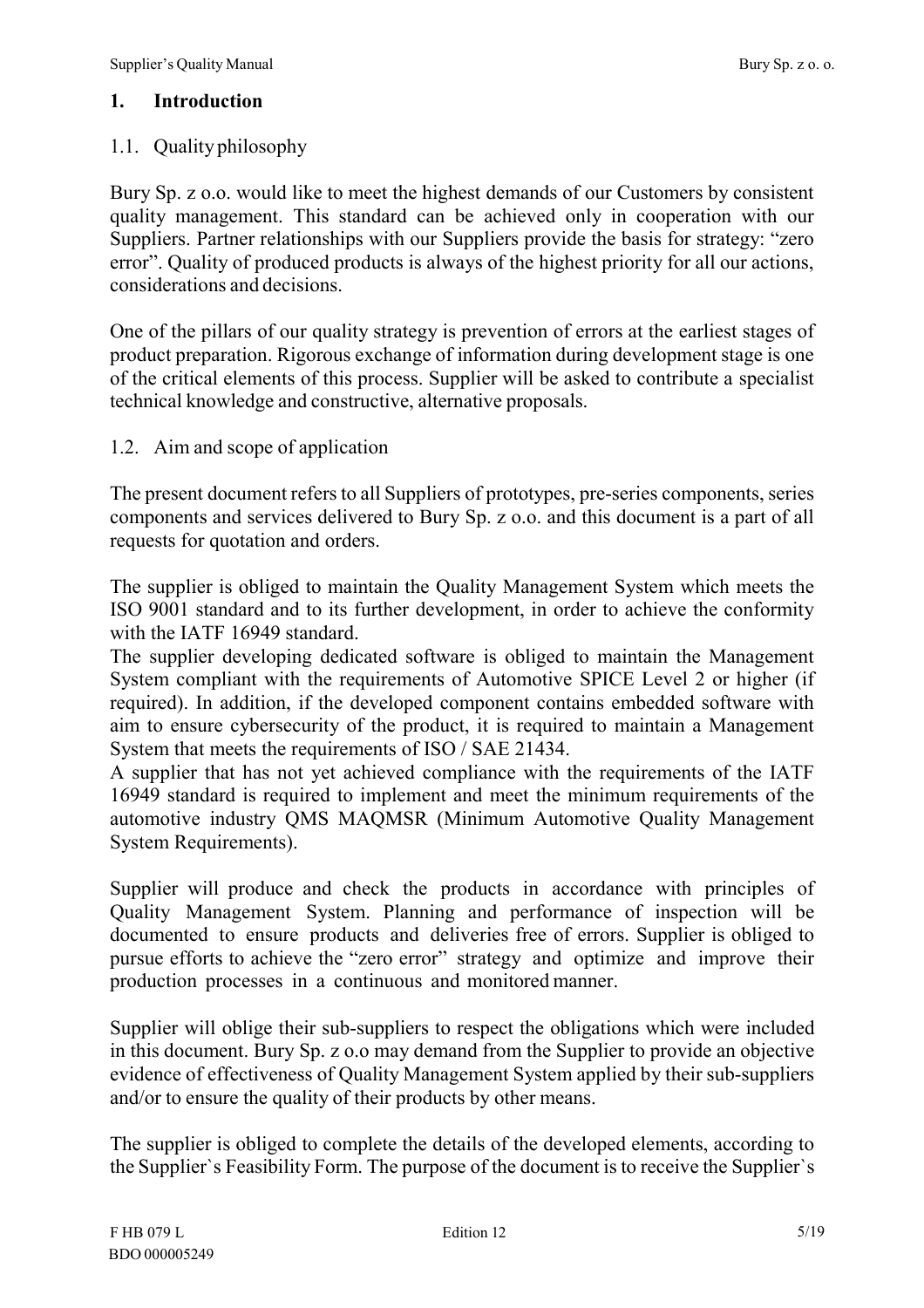# 1. Introduction

## 1.1. Quality philosophy

Bury Sp. z o.o. would like to meet the highest demands of our Customers by consistent quality management. This standard can be achieved only in cooperation with our Suppliers. Partner relationships with our Suppliers provide the basis for strategy: "zero error". Quality of produced products is always of the highest priority for all our actions, considerations and decisions.

One of the pillars of our quality strategy is prevention of errors at the earliest stages of product preparation. Rigorous exchange of information during development stage is one of the critical elements of this process. Supplier will be asked to contribute a specialist technical knowledge and constructive, alternative proposals.

## 1.2. Aim and scope of application

The present document refers to all Suppliers of prototypes, pre-series components, series components and services delivered to Bury Sp. z o.o. and this document is a part of all requests for quotation and orders.

The supplier is obliged to maintain the Quality Management System which meets the ISO 9001 standard and to its further development, in order to achieve the conformity with the IATF 16949 standard.
The supplier developing dedicated software is obliged to maintain the Management System compliant with the requirements of Automotive SPICE Level 2 or higher (if required). In addition, if the developed component contains embedded software with aim to ensure cybersecurity of the product, it is required to maintain a Management System that meets the requirements of ISO / SAE 21434.
A supplier that has not yet achieved compliance with the requirements of the IATF 16949 standard is required to implement and meet the minimum requirements of the automotive industry QMS MAQMSR (Minimum Automotive Quality Management System Requirements).

Supplier will produce and check the products in accordance with principles of Quality Management System. Planning and performance of inspection will be documented to ensure products and deliveries free of errors. Supplier is obliged to pursue efforts to achieve the "zero error" strategy and optimize and improve their production processes in a continuous and monitored manner.

Supplier will oblige their sub-suppliers to respect the obligations which were included in this document. Bury Sp. z o.o may demand from the Supplier to provide an objective evidence of effectiveness of Quality Management System applied by their sub-suppliers and/or to ensure the quality of their products by other means.

The supplier is obliged to complete the details of the developed elements, according to the Supplier`s Feasibility Form. The purpose of the document is to receive the Supplier`s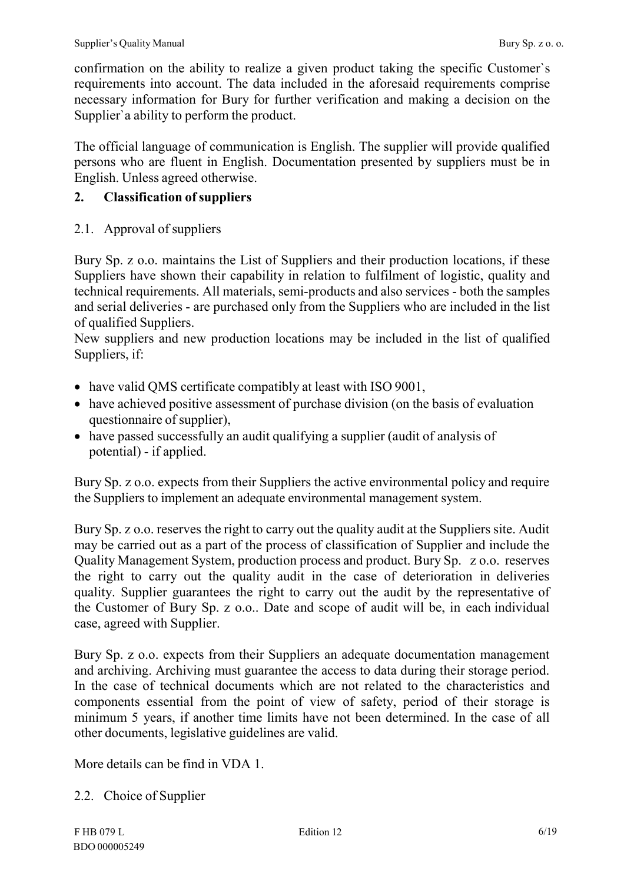confirmation on the ability to realize a given product taking the specific Customer`s requirements into account. The data included in the aforesaid requirements comprise necessary information for Bury for further verification and making a decision on the Supplier`a ability to perform the product.

The official language of communication is English. The supplier will provide qualified persons who are fluent in English. Documentation presented by suppliers must be in English. Unless agreed otherwise.

## 2. Classification of suppliers

### 2.1. Approval of suppliers

Bury Sp. z o.o. maintains the List of Suppliers and their production locations, if these Suppliers have shown their capability in relation to fulfilment of logistic, quality and technical requirements. All materials, semi-products and also services - both the samples and serial deliveries - are purchased only from the Suppliers who are included in the list of qualified Suppliers.

New suppliers and new production locations may be included in the list of qualified Suppliers, if:

- have valid QMS certificate compatibly at least with ISO 9001,
- have achieved positive assessment of purchase division (on the basis of evaluation questionnaire of supplier),
- have passed successfully an audit qualifying a supplier (audit of analysis of potential) - if applied.

Bury Sp. z o.o. expects from their Suppliers the active environmental policy and require the Suppliers to implement an adequate environmental management system.

Bury Sp. z o.o. reserves the right to carry out the quality audit at the Suppliers site. Audit may be carried out as a part of the process of classification of Supplier and include the Quality Management System, production process and product. Bury Sp. z o.o. reserves the right to carry out the quality audit in the case of deterioration in deliveries quality. Supplier guarantees the right to carry out the audit by the representative of the Customer of Bury Sp. z o.o.. Date and scope of audit will be, in each individual case, agreed with Supplier.

Bury Sp. z o.o. expects from their Suppliers an adequate documentation management and archiving. Archiving must guarantee the access to data during their storage period. In the case of technical documents which are not related to the characteristics and components essential from the point of view of safety, period of their storage is minimum 5 years, if another time limits have not been determined. In the case of all other documents, legislative guidelines are valid.

More details can be find in VDA 1.

### 2.2. Choice of Supplier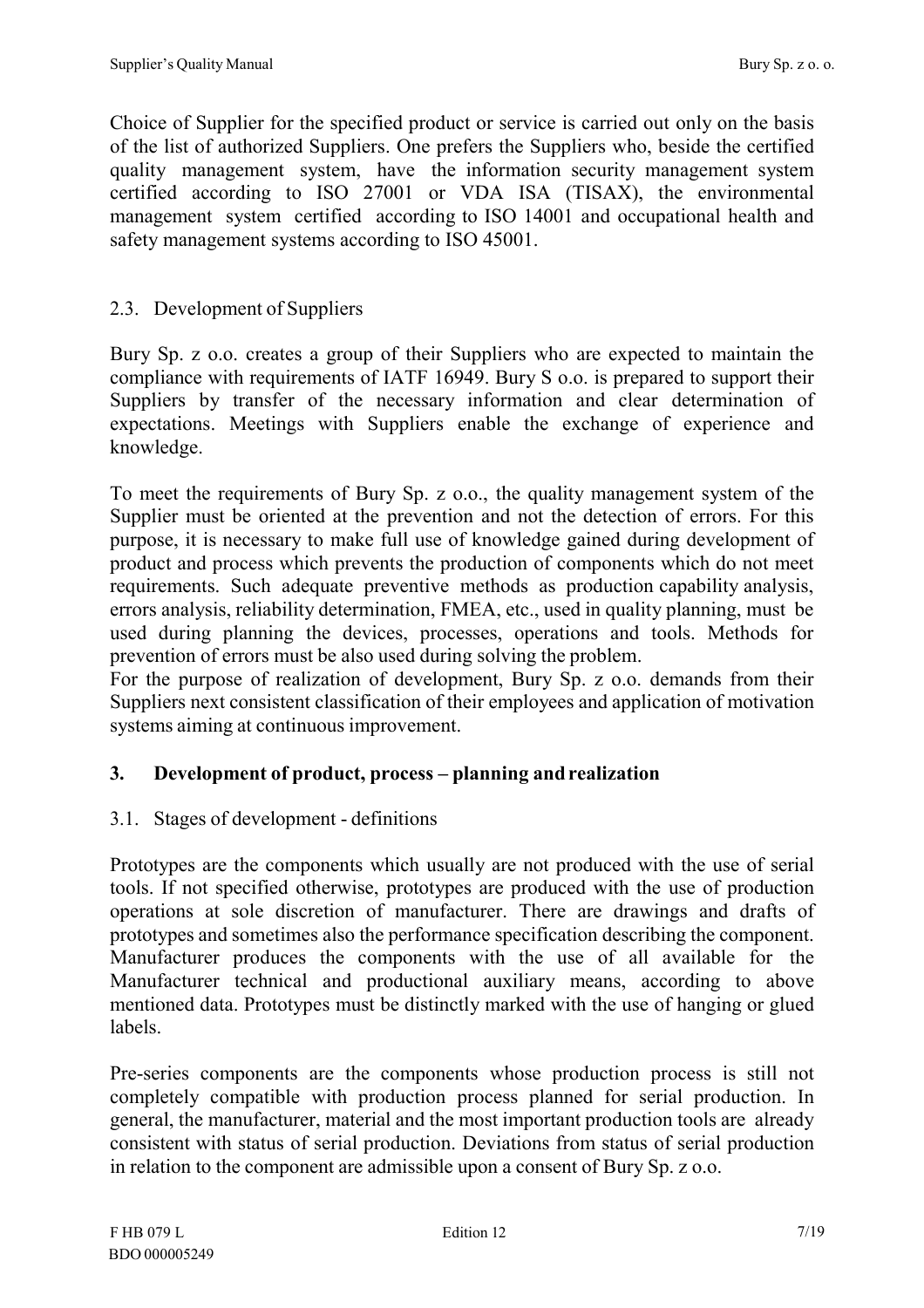Choice of Supplier for the specified product or service is carried out only on the basis of the list of authorized Suppliers. One prefers the Suppliers who, beside the certified quality management system, have the information security management system certified according to ISO 27001 or VDA ISA (TISAX), the environmental management system certified according to ISO 14001 and occupational health and safety management systems according to ISO 45001.

### 2.3. Development of Suppliers

Bury Sp. z o.o. creates a group of their Suppliers who are expected to maintain the compliance with requirements of IATF 16949. Bury S o.o. is prepared to support their Suppliers by transfer of the necessary information and clear determination of expectations. Meetings with Suppliers enable the exchange of experience and knowledge.

To meet the requirements of Bury Sp. z o.o., the quality management system of the Supplier must be oriented at the prevention and not the detection of errors. For this purpose, it is necessary to make full use of knowledge gained during development of product and process which prevents the production of components which do not meet requirements. Such adequate preventive methods as production capability analysis, errors analysis, reliability determination, FMEA, etc., used in quality planning, must be used during planning the devices, processes, operations and tools. Methods for prevention of errors must be also used during solving the problem.
For the purpose of realization of development, Bury Sp. z o.o. demands from their Suppliers next consistent classification of their employees and application of motivation systems aiming at continuous improvement.

## 3. Development of product, process – planning and realization

### 3.1. Stages of development - definitions

Prototypes are the components which usually are not produced with the use of serial tools. If not specified otherwise, prototypes are produced with the use of production operations at sole discretion of manufacturer. There are drawings and drafts of prototypes and sometimes also the performance specification describing the component. Manufacturer produces the components with the use of all available for the Manufacturer technical and productional auxiliary means, according to above mentioned data. Prototypes must be distinctly marked with the use of hanging or glued labels.

Pre-series components are the components whose production process is still not completely compatible with production process planned for serial production. In general, the manufacturer, material and the most important production tools are already consistent with status of serial production. Deviations from status of serial production in relation to the component are admissible upon a consent of Bury Sp. z o.o.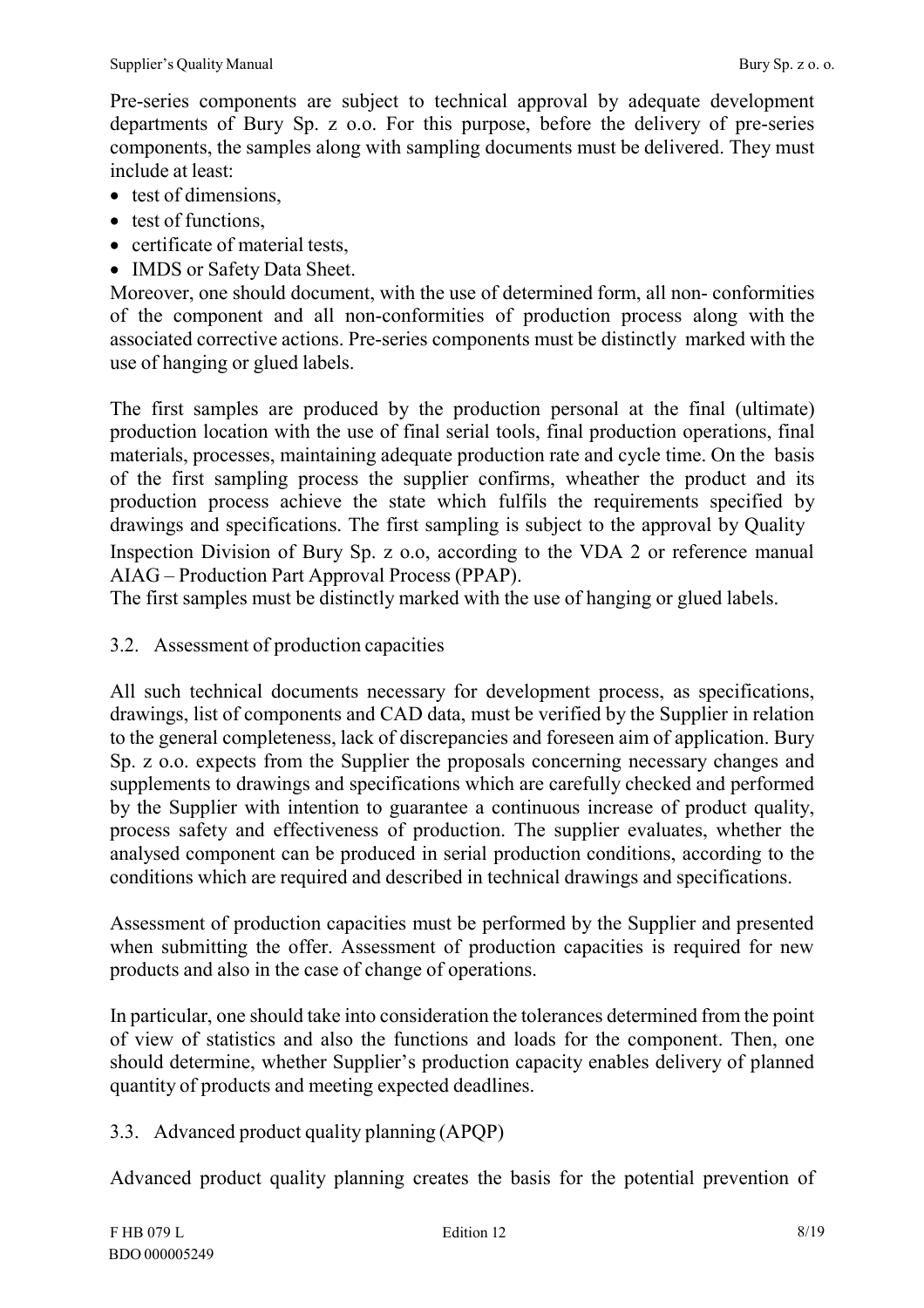Pre-series components are subject to technical approval by adequate development departments of Bury Sp. z o.o. For this purpose, before the delivery of pre-series components, the samples along with sampling documents must be delivered. They must include at least:

- test of dimensions,
- test of functions,
- certificate of material tests,
- IMDS or Safety Data Sheet.

Moreover, one should document, with the use of determined form, all non- conformities of the component and all non-conformities of production process along with the associated corrective actions. Pre-series components must be distinctly marked with the use of hanging or glued labels.

The first samples are produced by the production personal at the final (ultimate) production location with the use of final serial tools, final production operations, final materials, processes, maintaining adequate production rate and cycle time. On the basis of the first sampling process the supplier confirms, wheather the product and its production process achieve the state which fulfils the requirements specified by drawings and specifications. The first sampling is subject to the approval by Quality Inspection Division of Bury Sp. z o.o, according to the VDA 2 or reference manual AIAG – Production Part Approval Process (PPAP).

The first samples must be distinctly marked with the use of hanging or glued labels.

## 3.2. Assessment of production capacities

All such technical documents necessary for development process, as specifications, drawings, list of components and CAD data, must be verified by the Supplier in relation to the general completeness, lack of discrepancies and foreseen aim of application. Bury Sp. z o.o. expects from the Supplier the proposals concerning necessary changes and supplements to drawings and specifications which are carefully checked and performed by the Supplier with intention to guarantee a continuous increase of product quality, process safety and effectiveness of production. The supplier evaluates, whether the analysed component can be produced in serial production conditions, according to the conditions which are required and described in technical drawings and specifications.

Assessment of production capacities must be performed by the Supplier and presented when submitting the offer. Assessment of production capacities is required for new products and also in the case of change of operations.

In particular, one should take into consideration the tolerances determined from the point of view of statistics and also the functions and loads for the component. Then, one should determine, whether Supplier's production capacity enables delivery of planned quantity of products and meeting expected deadlines.

## 3.3. Advanced product quality planning (APQP)

Advanced product quality planning creates the basis for the potential prevention of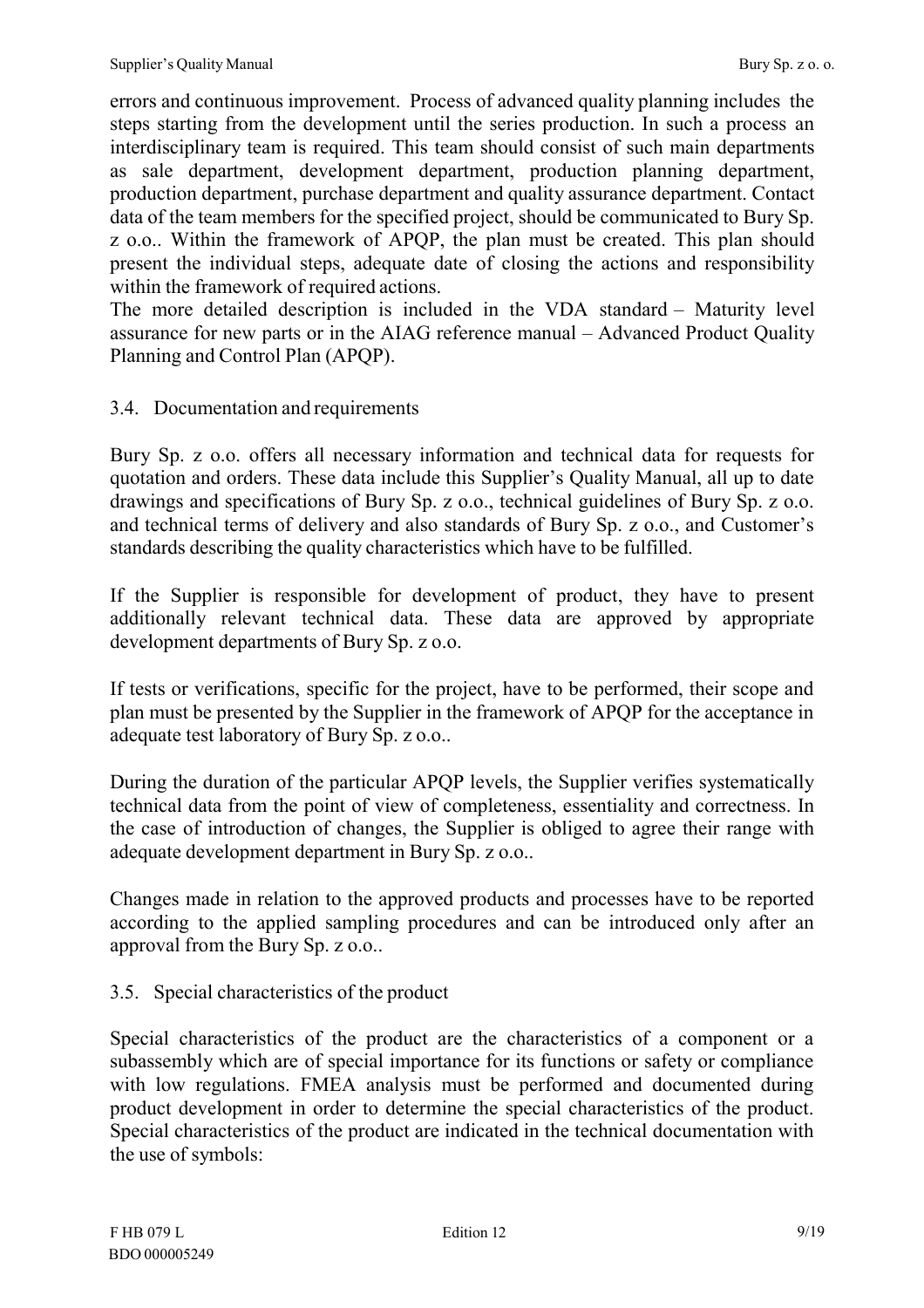errors and continuous improvement. Process of advanced quality planning includes the steps starting from the development until the series production. In such a process an interdisciplinary team is required. This team should consist of such main departments as sale department, development department, production planning department, production department, purchase department and quality assurance department. Contact data of the team members for the specified project, should be communicated to Bury Sp. z o.o.. Within the framework of APQP, the plan must be created. This plan should present the individual steps, adequate date of closing the actions and responsibility within the framework of required actions.
The more detailed description is included in the VDA standard – Maturity level assurance for new parts or in the AIAG reference manual – Advanced Product Quality Planning and Control Plan (APQP).

### 3.4. Documentation and requirements

Bury Sp. z o.o. offers all necessary information and technical data for requests for quotation and orders. These data include this Supplier's Quality Manual, all up to date drawings and specifications of Bury Sp. z o.o., technical guidelines of Bury Sp. z o.o. and technical terms of delivery and also standards of Bury Sp. z o.o., and Customer's standards describing the quality characteristics which have to be fulfilled.

If the Supplier is responsible for development of product, they have to present additionally relevant technical data. These data are approved by appropriate development departments of Bury Sp. z o.o.

If tests or verifications, specific for the project, have to be performed, their scope and plan must be presented by the Supplier in the framework of APQP for the acceptance in adequate test laboratory of Bury Sp. z o.o..

During the duration of the particular APQP levels, the Supplier verifies systematically technical data from the point of view of completeness, essentiality and correctness. In the case of introduction of changes, the Supplier is obliged to agree their range with adequate development department in Bury Sp. z o.o..

Changes made in relation to the approved products and processes have to be reported according to the applied sampling procedures and can be introduced only after an approval from the Bury Sp. z o.o..

### 3.5. Special characteristics of the product

Special characteristics of the product are the characteristics of a component or a subassembly which are of special importance for its functions or safety or compliance with low regulations. FMEA analysis must be performed and documented during product development in order to determine the special characteristics of the product. Special characteristics of the product are indicated in the technical documentation with the use of symbols: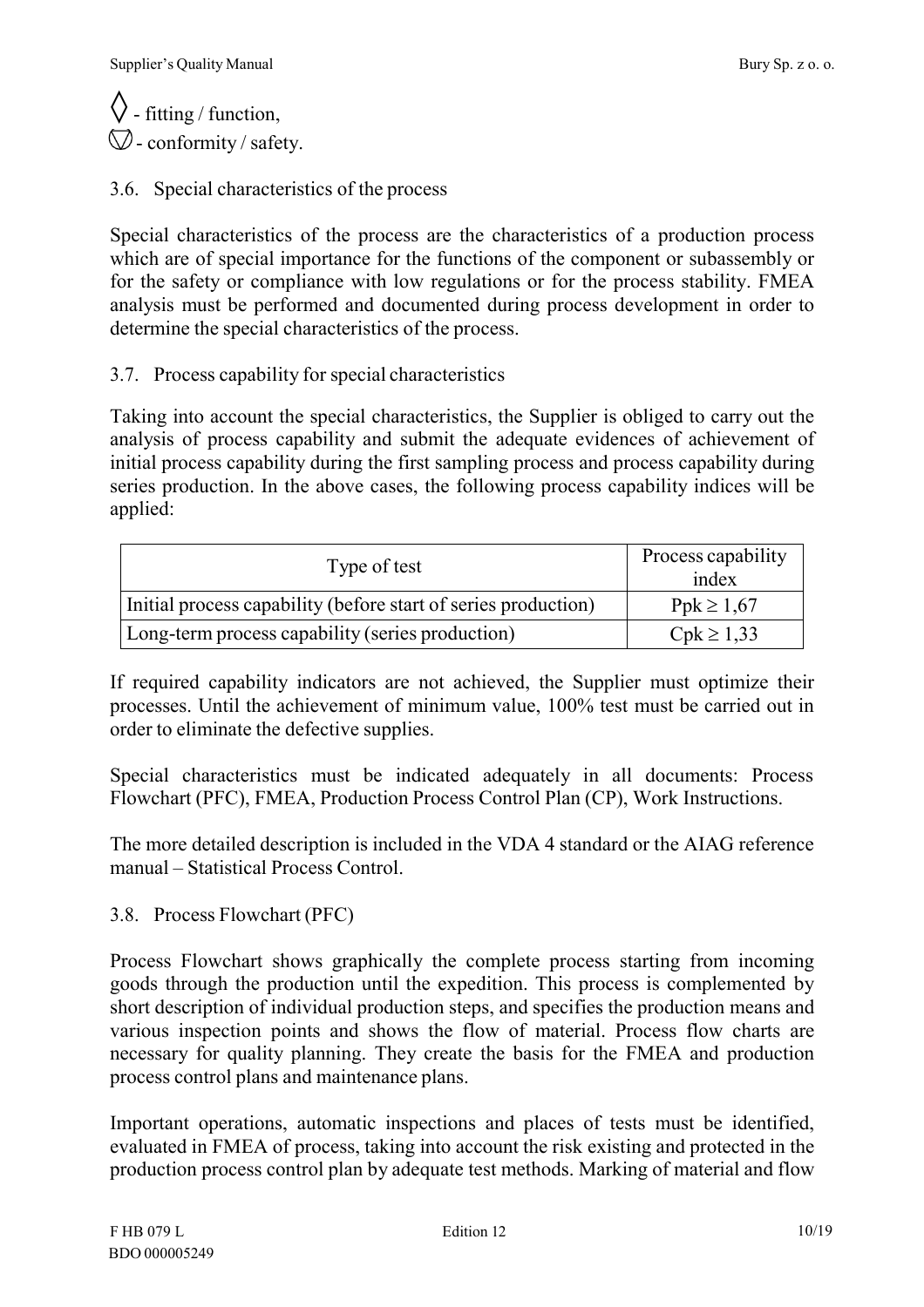◊ - fitting / function,

🛡 - conformity / safety.

### 3.6. Special characteristics of the process

Special characteristics of the process are the characteristics of a production process which are of special importance for the functions of the component or subassembly or for the safety or compliance with low regulations or for the process stability. FMEA analysis must be performed and documented during process development in order to determine the special characteristics of the process.

### 3.7. Process capability for special characteristics

Taking into account the special characteristics, the Supplier is obliged to carry out the analysis of process capability and submit the adequate evidences of achievement of initial process capability during the first sampling process and process capability during series production. In the above cases, the following process capability indices will be applied:

| Type of test | Process capability index |
|---|---|
| Initial process capability (before start of series production) | Ppk ≥ 1,67 |
| Long-term process capability (series production) | Cpk ≥ 1,33 |

If required capability indicators are not achieved, the Supplier must optimize their processes. Until the achievement of minimum value, 100% test must be carried out in order to eliminate the defective supplies.

Special characteristics must be indicated adequately in all documents: Process Flowchart (PFC), FMEA, Production Process Control Plan (CP), Work Instructions.

The more detailed description is included in the VDA 4 standard or the AIAG reference manual – Statistical Process Control.

### 3.8. Process Flowchart (PFC)

Process Flowchart shows graphically the complete process starting from incoming goods through the production until the expedition. This process is complemented by short description of individual production steps, and specifies the production means and various inspection points and shows the flow of material. Process flow charts are necessary for quality planning. They create the basis for the FMEA and production process control plans and maintenance plans.

Important operations, automatic inspections and places of tests must be identified, evaluated in FMEA of process, taking into account the risk existing and protected in the production process control plan by adequate test methods. Marking of material and flow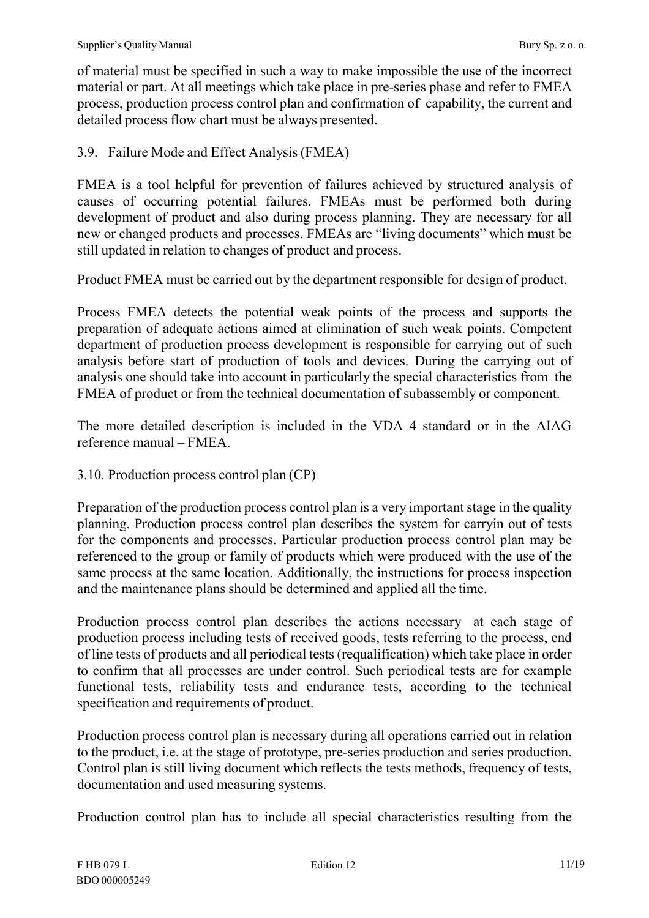of material must be specified in such a way to make impossible the use of the incorrect material or part. At all meetings which take place in pre-series phase and refer to FMEA process, production process control plan and confirmation of capability, the current and detailed process flow chart must be always presented.

## 3.9. Failure Mode and Effect Analysis (FMEA)

FMEA is a tool helpful for prevention of failures achieved by structured analysis of causes of occurring potential failures. FMEAs must be performed both during development of product and also during process planning. They are necessary for all new or changed products and processes. FMEAs are "living documents" which must be still updated in relation to changes of product and process.

Product FMEA must be carried out by the department responsible for design of product.

Process FMEA detects the potential weak points of the process and supports the preparation of adequate actions aimed at elimination of such weak points. Competent department of production process development is responsible for carrying out of such analysis before start of production of tools and devices. During the carrying out of analysis one should take into account in particularly the special characteristics from the FMEA of product or from the technical documentation of subassembly or component.

The more detailed description is included in the VDA 4 standard or in the AIAG reference manual – FMEA.

## 3.10. Production process control plan (CP)

Preparation of the production process control plan is a very important stage in the quality planning. Production process control plan describes the system for carryin out of tests for the components and processes. Particular production process control plan may be referenced to the group or family of products which were produced with the use of the same process at the same location. Additionally, the instructions for process inspection and the maintenance plans should be determined and applied all the time.

Production process control plan describes the actions necessary at each stage of production process including tests of received goods, tests referring to the process, end of line tests of products and all periodical tests (requalification) which take place in order to confirm that all processes are under control. Such periodical tests are for example functional tests, reliability tests and endurance tests, according to the technical specification and requirements of product.

Production process control plan is necessary during all operations carried out in relation to the product, i.e. at the stage of prototype, pre-series production and series production. Control plan is still living document which reflects the tests methods, frequency of tests, documentation and used measuring systems.

Production control plan has to include all special characteristics resulting from the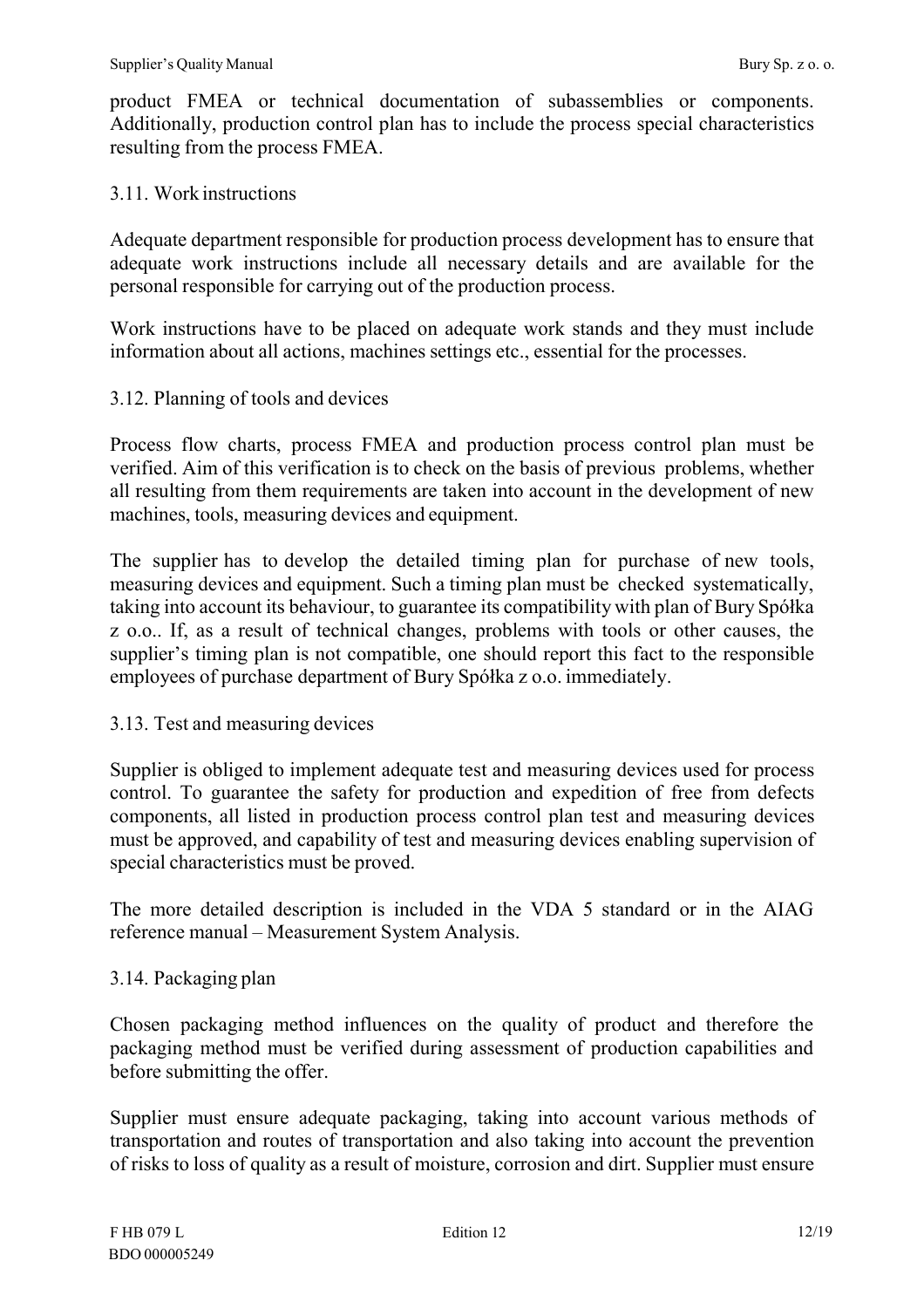product FMEA or technical documentation of subassemblies or components. Additionally, production control plan has to include the process special characteristics resulting from the process FMEA.

### 3.11. Work instructions

Adequate department responsible for production process development has to ensure that adequate work instructions include all necessary details and are available for the personal responsible for carrying out of the production process.

Work instructions have to be placed on adequate work stands and they must include information about all actions, machines settings etc., essential for the processes.

### 3.12. Planning of tools and devices

Process flow charts, process FMEA and production process control plan must be verified. Aim of this verification is to check on the basis of previous problems, whether all resulting from them requirements are taken into account in the development of new machines, tools, measuring devices and equipment.

The supplier has to develop the detailed timing plan for purchase of new tools, measuring devices and equipment. Such a timing plan must be checked systematically, taking into account its behaviour, to guarantee its compatibility with plan of Bury Spółka z o.o.. If, as a result of technical changes, problems with tools or other causes, the supplier's timing plan is not compatible, one should report this fact to the responsible employees of purchase department of Bury Spółka z o.o. immediately.

### 3.13. Test and measuring devices

Supplier is obliged to implement adequate test and measuring devices used for process control. To guarantee the safety for production and expedition of free from defects components, all listed in production process control plan test and measuring devices must be approved, and capability of test and measuring devices enabling supervision of special characteristics must be proved.

The more detailed description is included in the VDA 5 standard or in the AIAG reference manual – Measurement System Analysis.

### 3.14. Packaging plan

Chosen packaging method influences on the quality of product and therefore the packaging method must be verified during assessment of production capabilities and before submitting the offer.

Supplier must ensure adequate packaging, taking into account various methods of transportation and routes of transportation and also taking into account the prevention of risks to loss of quality as a result of moisture, corrosion and dirt. Supplier must ensure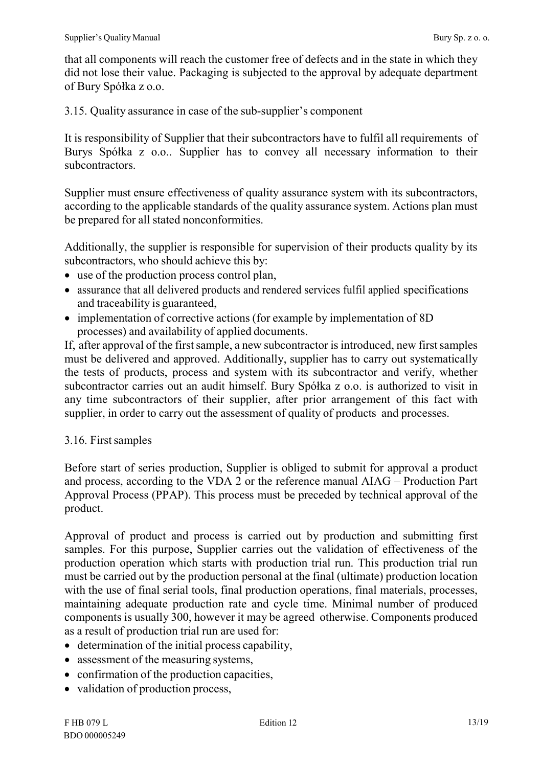that all components will reach the customer free of defects and in the state in which they did not lose their value. Packaging is subjected to the approval by adequate department of Bury Spółka z o.o.

### 3.15. Quality assurance in case of the sub-supplier's component

It is responsibility of Supplier that their subcontractors have to fulfil all requirements of Burys Spółka z o.o.. Supplier has to convey all necessary information to their subcontractors.

Supplier must ensure effectiveness of quality assurance system with its subcontractors, according to the applicable standards of the quality assurance system. Actions plan must be prepared for all stated nonconformities.

Additionally, the supplier is responsible for supervision of their products quality by its subcontractors, who should achieve this by:

- use of the production process control plan,
- assurance that all delivered products and rendered services fulfil applied specifications and traceability is guaranteed,
- implementation of corrective actions (for example by implementation of 8D processes) and availability of applied documents.

If, after approval of the first sample, a new subcontractor is introduced, new first samples must be delivered and approved. Additionally, supplier has to carry out systematically the tests of products, process and system with its subcontractor and verify, whether subcontractor carries out an audit himself. Bury Spółka z o.o. is authorized to visit in any time subcontractors of their supplier, after prior arrangement of this fact with supplier, in order to carry out the assessment of quality of products and processes.

### 3.16. First samples

Before start of series production, Supplier is obliged to submit for approval a product and process, according to the VDA 2 or the reference manual AIAG – Production Part Approval Process (PPAP). This process must be preceded by technical approval of the product.

Approval of product and process is carried out by production and submitting first samples. For this purpose, Supplier carries out the validation of effectiveness of the production operation which starts with production trial run. This production trial run must be carried out by the production personal at the final (ultimate) production location with the use of final serial tools, final production operations, final materials, processes, maintaining adequate production rate and cycle time. Minimal number of produced components is usually 300, however it may be agreed otherwise. Components produced as a result of production trial run are used for:

- determination of the initial process capability,
- assessment of the measuring systems,
- confirmation of the production capacities,
- validation of production process,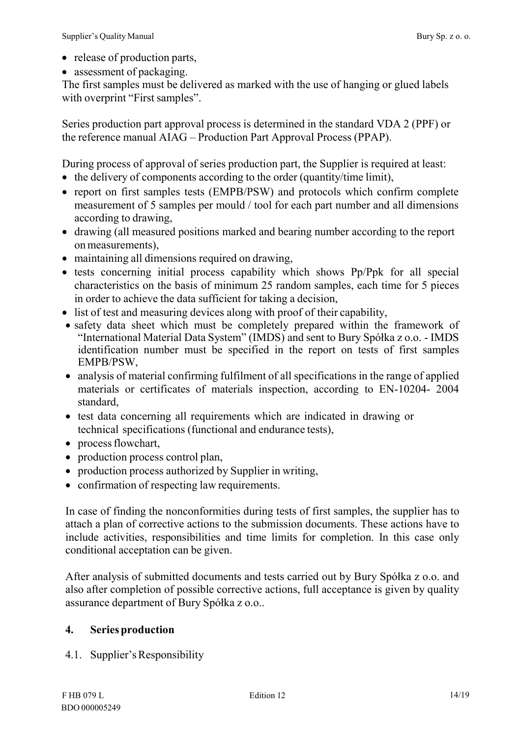- release of production parts,
- assessment of packaging.

The first samples must be delivered as marked with the use of hanging or glued labels with overprint “First samples”.

Series production part approval process is determined in the standard VDA 2 (PPF) or the reference manual AIAG – Production Part Approval Process (PPAP).

During process of approval of series production part, the Supplier is required at least:

- the delivery of components according to the order (quantity/time limit),
- report on first samples tests (EMPB/PSW) and protocols which confirm complete measurement of 5 samples per mould / tool for each part number and all dimensions according to drawing,
- drawing (all measured positions marked and bearing number according to the report on measurements),
- maintaining all dimensions required on drawing,
- tests concerning initial process capability which shows Pp/Ppk for all special characteristics on the basis of minimum 25 random samples, each time for 5 pieces in order to achieve the data sufficient for taking a decision,
- list of test and measuring devices along with proof of their capability,
- safety data sheet which must be completely prepared within the framework of “International Material Data System” (IMDS) and sent to Bury Spółka z o.o. - IMDS identification number must be specified in the report on tests of first samples EMPB/PSW,
- analysis of material confirming fulfilment of all specifications in the range of applied materials or certificates of materials inspection, according to EN-10204- 2004 standard,
- test data concerning all requirements which are indicated in drawing or technical specifications (functional and endurance tests),
- process flowchart,
- production process control plan,
- production process authorized by Supplier in writing,
- confirmation of respecting law requirements.

In case of finding the nonconformities during tests of first samples, the supplier has to attach a plan of corrective actions to the submission documents. These actions have to include activities, responsibilities and time limits for completion. In this case only conditional acceptation can be given.

After analysis of submitted documents and tests carried out by Bury Spółka z o.o. and also after completion of possible corrective actions, full acceptance is given by quality assurance department of Bury Spółka z o.o..

## 4. Series production

### 4.1. Supplier’s Responsibility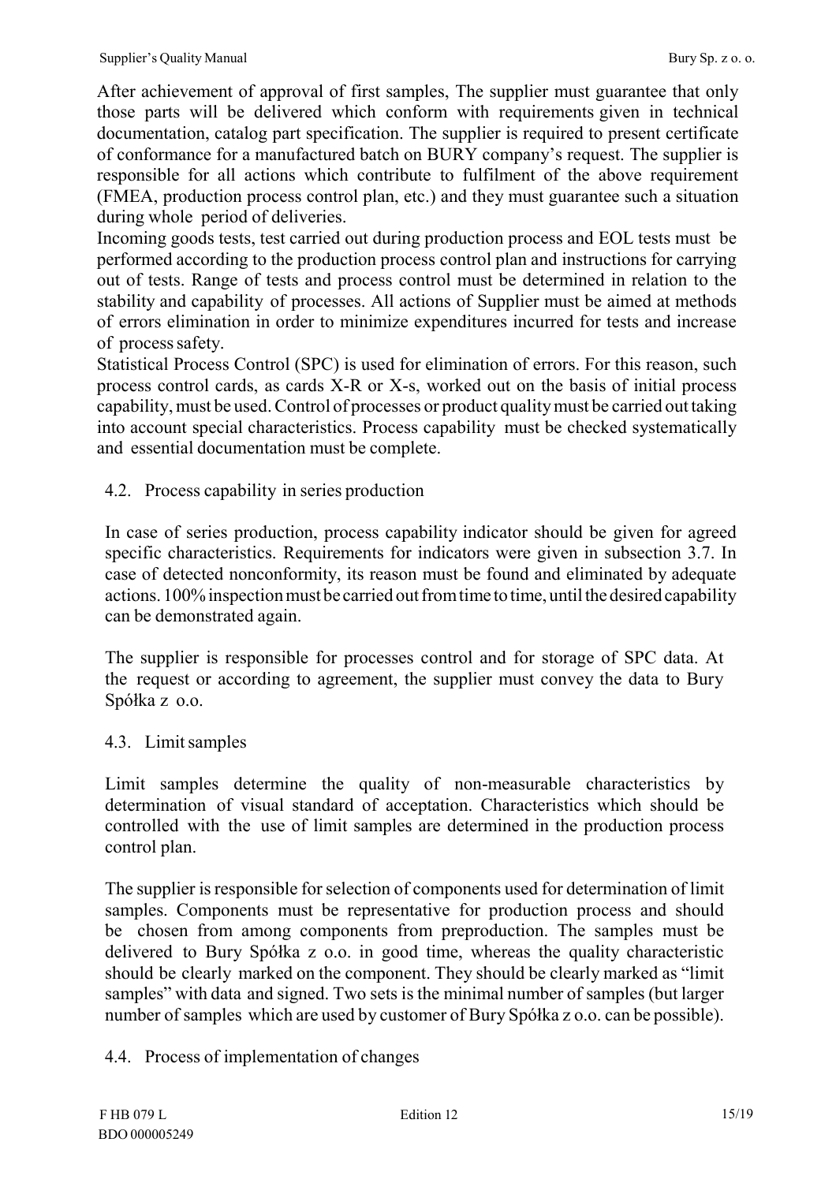After achievement of approval of first samples, The supplier must guarantee that only those parts will be delivered which conform with requirements given in technical documentation, catalog part specification. The supplier is required to present certificate of conformance for a manufactured batch on BURY company's request. The supplier is responsible for all actions which contribute to fulfilment of the above requirement (FMEA, production process control plan, etc.) and they must guarantee such a situation during whole period of deliveries.

Incoming goods tests, test carried out during production process and EOL tests must be performed according to the production process control plan and instructions for carrying out of tests. Range of tests and process control must be determined in relation to the stability and capability of processes. All actions of Supplier must be aimed at methods of errors elimination in order to minimize expenditures incurred for tests and increase of process safety.

Statistical Process Control (SPC) is used for elimination of errors. For this reason, such process control cards, as cards X-R or X-s, worked out on the basis of initial process capability, must be used. Control of processes or product quality must be carried out taking into account special characteristics. Process capability must be checked systematically and essential documentation must be complete.

## 4.2. Process capability in series production

In case of series production, process capability indicator should be given for agreed specific characteristics. Requirements for indicators were given in subsection 3.7. In case of detected nonconformity, its reason must be found and eliminated by adequate actions. 100% inspection must be carried out from time to time, until the desired capability can be demonstrated again.

The supplier is responsible for processes control and for storage of SPC data. At the request or according to agreement, the supplier must convey the data to Bury Spółka z o.o.

## 4.3. Limit samples

Limit samples determine the quality of non-measurable characteristics by determination of visual standard of acceptation. Characteristics which should be controlled with the use of limit samples are determined in the production process control plan.

The supplier is responsible for selection of components used for determination of limit samples. Components must be representative for production process and should be chosen from among components from preproduction. The samples must be delivered to Bury Spółka z o.o. in good time, whereas the quality characteristic should be clearly marked on the component. They should be clearly marked as "limit samples" with data and signed. Two sets is the minimal number of samples (but larger number of samples which are used by customer of Bury Spółka z o.o. can be possible).

## 4.4. Process of implementation of changes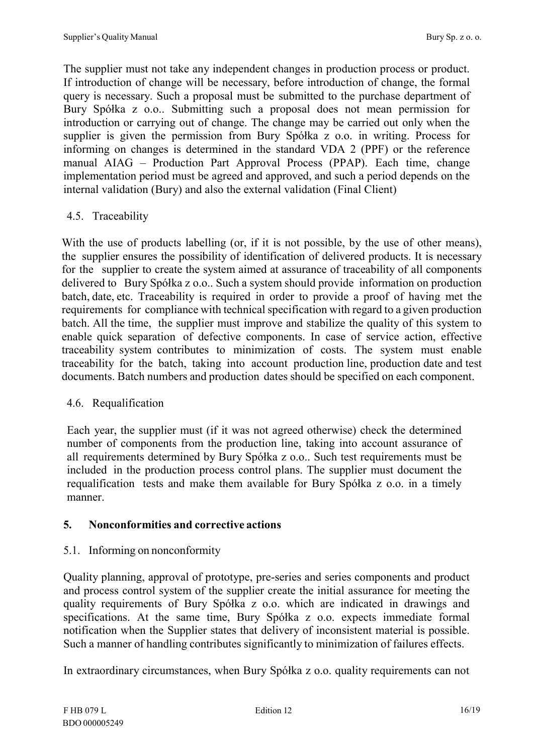The supplier must not take any independent changes in production process or product. If introduction of change will be necessary, before introduction of change, the formal query is necessary. Such a proposal must be submitted to the purchase department of Bury Spółka z o.o.. Submitting such a proposal does not mean permission for introduction or carrying out of change. The change may be carried out only when the supplier is given the permission from Bury Spółka z o.o. in writing. Process for informing on changes is determined in the standard VDA 2 (PPF) or the reference manual AIAG – Production Part Approval Process (PPAP). Each time, change implementation period must be agreed and approved, and such a period depends on the internal validation (Bury) and also the external validation (Final Client)

### 4.5. Traceability

With the use of products labelling (or, if it is not possible, by the use of other means), the supplier ensures the possibility of identification of delivered products. It is necessary for the supplier to create the system aimed at assurance of traceability of all components delivered to Bury Spółka z o.o.. Such a system should provide information on production batch, date, etc. Traceability is required in order to provide a proof of having met the requirements for compliance with technical specification with regard to a given production batch. All the time, the supplier must improve and stabilize the quality of this system to enable quick separation of defective components. In case of service action, effective traceability system contributes to minimization of costs. The system must enable traceability for the batch, taking into account production line, production date and test documents. Batch numbers and production dates should be specified on each component.

### 4.6. Requalification

Each year, the supplier must (if it was not agreed otherwise) check the determined number of components from the production line, taking into account assurance of all requirements determined by Bury Spółka z o.o.. Such test requirements must be included in the production process control plans. The supplier must document the requalification tests and make them available for Bury Spółka z o.o. in a timely manner.

## 5. Nonconformities and corrective actions

### 5.1. Informing on nonconformity

Quality planning, approval of prototype, pre-series and series components and product and process control system of the supplier create the initial assurance for meeting the quality requirements of Bury Spółka z o.o. which are indicated in drawings and specifications. At the same time, Bury Spółka z o.o. expects immediate formal notification when the Supplier states that delivery of inconsistent material is possible. Such a manner of handling contributes significantly to minimization of failures effects.

In extraordinary circumstances, when Bury Spółka z o.o. quality requirements can not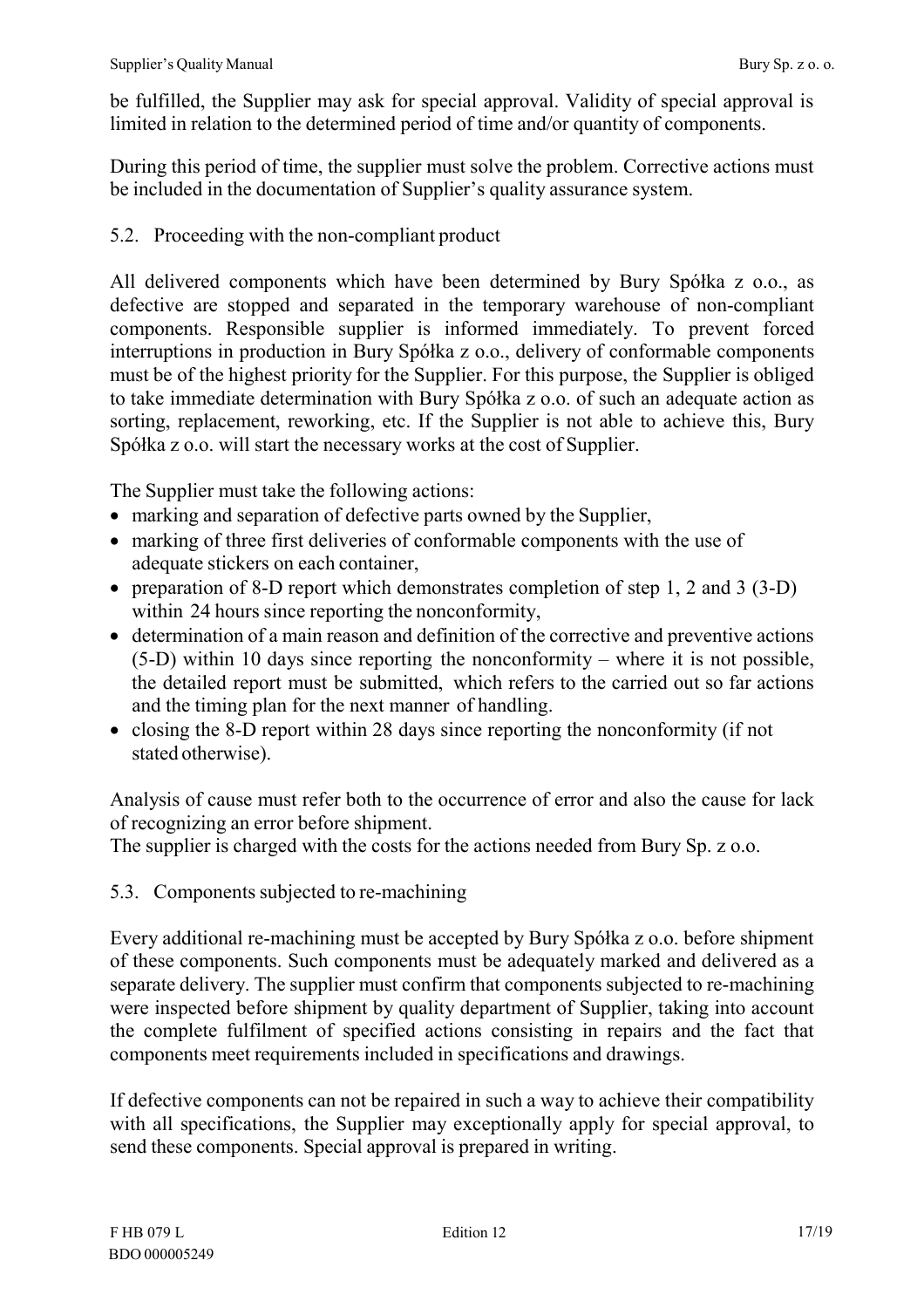be fulfilled, the Supplier may ask for special approval. Validity of special approval is limited in relation to the determined period of time and/or quantity of components.

During this period of time, the supplier must solve the problem. Corrective actions must be included in the documentation of Supplier's quality assurance system.

### 5.2. Proceeding with the non-compliant product

All delivered components which have been determined by Bury Spółka z o.o., as defective are stopped and separated in the temporary warehouse of non-compliant components. Responsible supplier is informed immediately. To prevent forced interruptions in production in Bury Spółka z o.o., delivery of conformable components must be of the highest priority for the Supplier. For this purpose, the Supplier is obliged to take immediate determination with Bury Spółka z o.o. of such an adequate action as sorting, replacement, reworking, etc. If the Supplier is not able to achieve this, Bury Spółka z o.o. will start the necessary works at the cost of Supplier.

The Supplier must take the following actions:

- marking and separation of defective parts owned by the Supplier,
- marking of three first deliveries of conformable components with the use of adequate stickers on each container,
- preparation of 8-D report which demonstrates completion of step 1, 2 and 3 (3-D) within 24 hours since reporting the nonconformity,
- determination of a main reason and definition of the corrective and preventive actions (5-D) within 10 days since reporting the nonconformity – where it is not possible, the detailed report must be submitted, which refers to the carried out so far actions and the timing plan for the next manner of handling.
- closing the 8-D report within 28 days since reporting the nonconformity (if not stated otherwise).

Analysis of cause must refer both to the occurrence of error and also the cause for lack of recognizing an error before shipment.
The supplier is charged with the costs for the actions needed from Bury Sp. z o.o.

### 5.3. Components subjected to re-machining

Every additional re-machining must be accepted by Bury Spółka z o.o. before shipment of these components. Such components must be adequately marked and delivered as a separate delivery. The supplier must confirm that components subjected to re-machining were inspected before shipment by quality department of Supplier, taking into account the complete fulfilment of specified actions consisting in repairs and the fact that components meet requirements included in specifications and drawings.

If defective components can not be repaired in such a way to achieve their compatibility with all specifications, the Supplier may exceptionally apply for special approval, to send these components. Special approval is prepared in writing.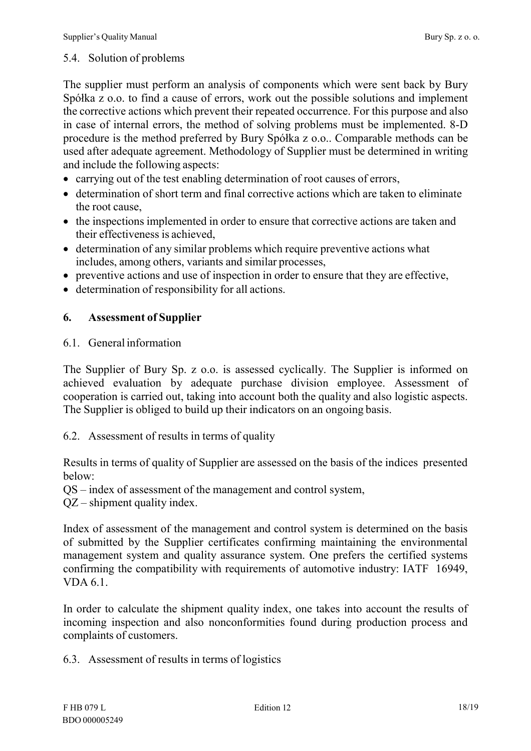### 5.4. Solution of problems

The supplier must perform an analysis of components which were sent back by Bury Spółka z o.o. to find a cause of errors, work out the possible solutions and implement the corrective actions which prevent their repeated occurrence. For this purpose and also in case of internal errors, the method of solving problems must be implemented. 8-D procedure is the method preferred by Bury Spółka z o.o.. Comparable methods can be used after adequate agreement. Methodology of Supplier must be determined in writing and include the following aspects:

- carrying out of the test enabling determination of root causes of errors,
- determination of short term and final corrective actions which are taken to eliminate the root cause,
- the inspections implemented in order to ensure that corrective actions are taken and their effectiveness is achieved,
- determination of any similar problems which require preventive actions what includes, among others, variants and similar processes,
- preventive actions and use of inspection in order to ensure that they are effective,
- determination of responsibility for all actions.

## 6. Assessment of Supplier

### 6.1. General information

The Supplier of Bury Sp. z o.o. is assessed cyclically. The Supplier is informed on achieved evaluation by adequate purchase division employee. Assessment of cooperation is carried out, taking into account both the quality and also logistic aspects. The Supplier is obliged to build up their indicators on an ongoing basis.

### 6.2. Assessment of results in terms of quality

Results in terms of quality of Supplier are assessed on the basis of the indices presented below:
QS – index of assessment of the management and control system,
QZ – shipment quality index.

Index of assessment of the management and control system is determined on the basis of submitted by the Supplier certificates confirming maintaining the environmental management system and quality assurance system. One prefers the certified systems confirming the compatibility with requirements of automotive industry: IATF 16949, VDA 6.1.

In order to calculate the shipment quality index, one takes into account the results of incoming inspection and also nonconformities found during production process and complaints of customers.

### 6.3. Assessment of results in terms of logistics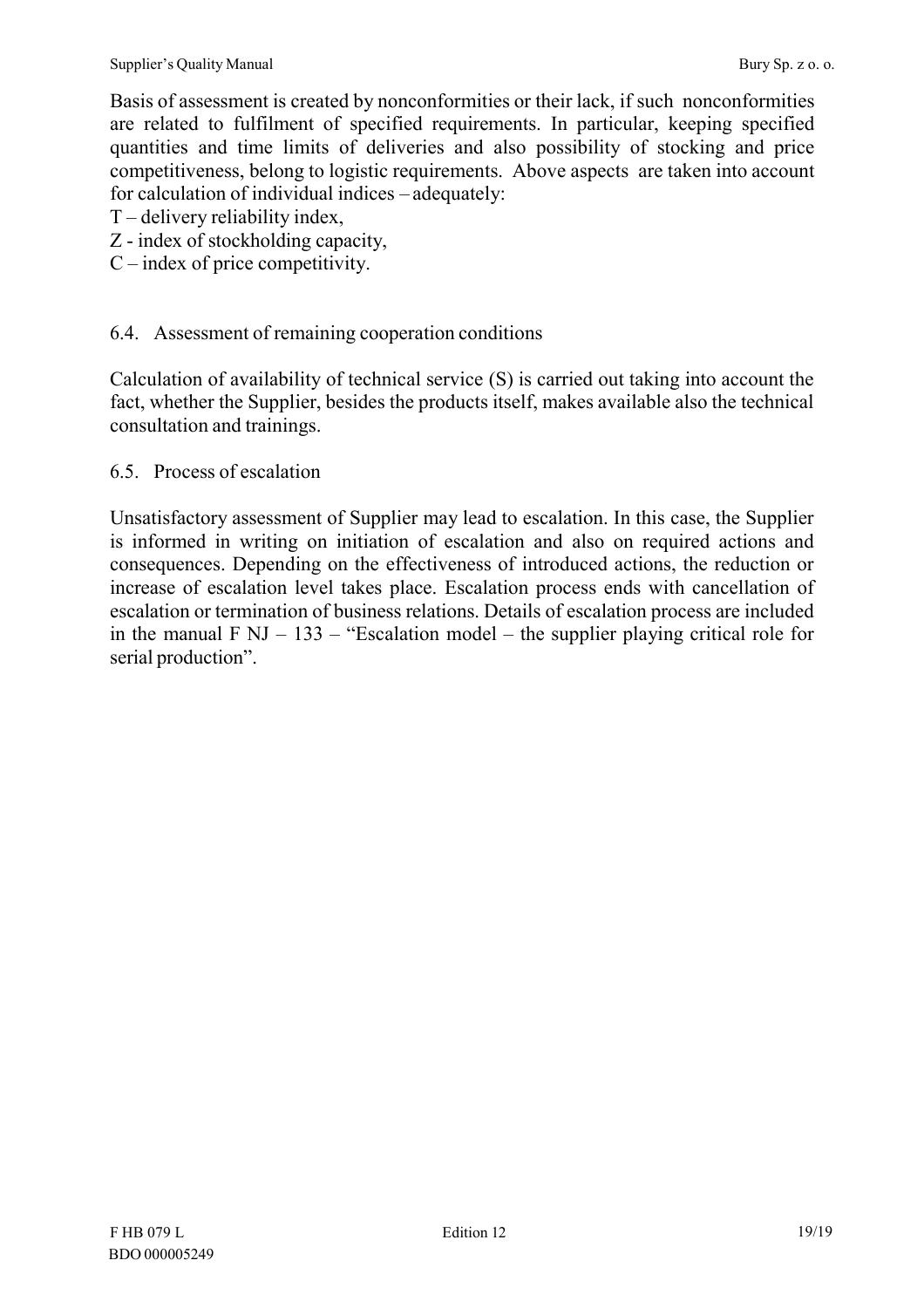Basis of assessment is created by nonconformities or their lack, if such nonconformities are related to fulfilment of specified requirements. In particular, keeping specified quantities and time limits of deliveries and also possibility of stocking and price competitiveness, belong to logistic requirements. Above aspects are taken into account for calculation of individual indices – adequately:

T – delivery reliability index,
Z - index of stockholding capacity,
C – index of price competitivity.

### 6.4. Assessment of remaining cooperation conditions

Calculation of availability of technical service (S) is carried out taking into account the fact, whether the Supplier, besides the products itself, makes available also the technical consultation and trainings.

### 6.5. Process of escalation

Unsatisfactory assessment of Supplier may lead to escalation. In this case, the Supplier is informed in writing on initiation of escalation and also on required actions and consequences. Depending on the effectiveness of introduced actions, the reduction or increase of escalation level takes place. Escalation process ends with cancellation of escalation or termination of business relations. Details of escalation process are included in the manual F NJ – 133 – "Escalation model – the supplier playing critical role for serial production".